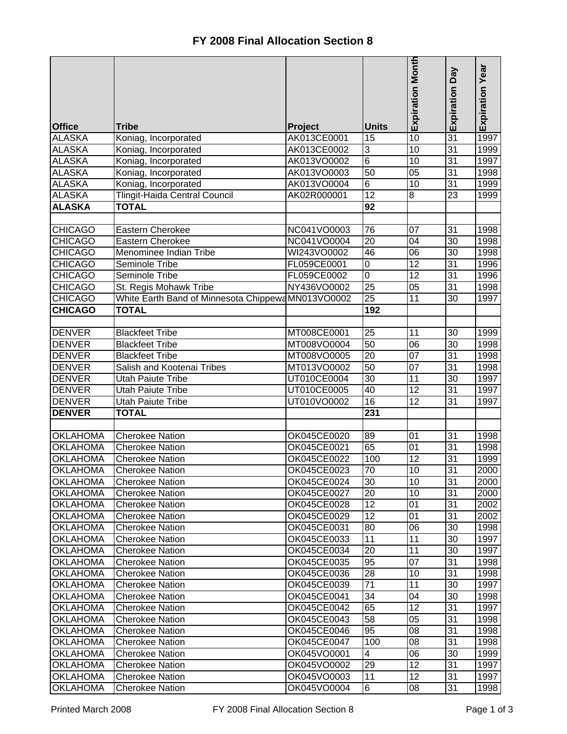# FY 2008 Final Allocation Section 8

| Office | Tribe | Project | Units | Expiration Month | Expiration Day | Expiration Year |
|---|---|---|---|---|---|---|
| ALASKA | Koniag, Incorporated | AK013CE0001 | 15 | 10 | 31 | 1997 |
| ALASKA | Koniag, Incorporated | AK013CE0002 | 3 | 10 | 31 | 1999 |
| ALASKA | Koniag, Incorporated | AK013VO0002 | 6 | 10 | 31 | 1997 |
| ALASKA | Koniag, Incorporated | AK013VO0003 | 50 | 05 | 31 | 1998 |
| ALASKA | Koniag, Incorporated | AK013VO0004 | 6 | 10 | 31 | 1999 |
| ALASKA | Tlingit-Haida Central Council | AK02R000001 | 12 | 8 | 23 | 1999 |
| **ALASKA** | **TOTAL** | | **92** | | | |
| | | | | | | |
| CHICAGO | Eastern Cherokee | NC041VO0003 | 76 | 07 | 31 | 1998 |
| CHICAGO | Eastern Cherokee | NC041VO0004 | 20 | 04 | 30 | 1998 |
| CHICAGO | Menominee Indian Tribe | WI243VO0002 | 46 | 06 | 30 | 1998 |
| CHICAGO | Seminole Tribe | FL059CE0001 | 0 | 12 | 31 | 1996 |
| CHICAGO | Seminole Tribe | FL059CE0002 | 0 | 12 | 31 | 1996 |
| CHICAGO | St. Regis Mohawk Tribe | NY436VO0002 | 25 | 05 | 31 | 1998 |
| CHICAGO | White Earth Band of Minnesota Chippewa | MN013VO0002 | 25 | 11 | 30 | 1997 |
| **CHICAGO** | **TOTAL** | | **192** | | | |
| | | | | | | |
| DENVER | Blackfeet Tribe | MT008CE0001 | 25 | 11 | 30 | 1999 |
| DENVER | Blackfeet Tribe | MT008VO0004 | 50 | 06 | 30 | 1998 |
| DENVER | Blackfeet Tribe | MT008VO0005 | 20 | 07 | 31 | 1998 |
| DENVER | Salish and Kootenai Tribes | MT013VO0002 | 50 | 07 | 31 | 1998 |
| DENVER | Utah Paiute Tribe | UT010CE0004 | 30 | 11 | 30 | 1997 |
| DENVER | Utah Paiute Tribe | UT010CE0005 | 40 | 12 | 31 | 1997 |
| DENVER | Utah Paiute Tribe | UT010VO0002 | 16 | 12 | 31 | 1997 |
| **DENVER** | **TOTAL** | | **231** | | | |
| | | | | | | |
| OKLAHOMA | Cherokee Nation | OK045CE0020 | 89 | 01 | 31 | 1998 |
| OKLAHOMA | Cherokee Nation | OK045CE0021 | 65 | 01 | 31 | 1998 |
| OKLAHOMA | Cherokee Nation | OK045CE0022 | 100 | 12 | 31 | 1999 |
| OKLAHOMA | Cherokee Nation | OK045CE0023 | 70 | 10 | 31 | 2000 |
| OKLAHOMA | Cherokee Nation | OK045CE0024 | 30 | 10 | 31 | 2000 |
| OKLAHOMA | Cherokee Nation | OK045CE0027 | 20 | 10 | 31 | 2000 |
| OKLAHOMA | Cherokee Nation | OK045CE0028 | 12 | 01 | 31 | 2002 |
| OKLAHOMA | Cherokee Nation | OK045CE0029 | 12 | 01 | 31 | 2002 |
| OKLAHOMA | Cherokee Nation | OK045CE0031 | 80 | 06 | 30 | 1998 |
| OKLAHOMA | Cherokee Nation | OK045CE0033 | 11 | 11 | 30 | 1997 |
| OKLAHOMA | Cherokee Nation | OK045CE0034 | 20 | 11 | 30 | 1997 |
| OKLAHOMA | Cherokee Nation | OK045CE0035 | 95 | 07 | 31 | 1998 |
| OKLAHOMA | Cherokee Nation | OK045CE0036 | 28 | 10 | 31 | 1998 |
| OKLAHOMA | Cherokee Nation | OK045CE0039 | 71 | 11 | 30 | 1997 |
| OKLAHOMA | Cherokee Nation | OK045CE0041 | 34 | 04 | 30 | 1998 |
| OKLAHOMA | Cherokee Nation | OK045CE0042 | 65 | 12 | 31 | 1997 |
| OKLAHOMA | Cherokee Nation | OK045CE0043 | 58 | 05 | 31 | 1998 |
| OKLAHOMA | Cherokee Nation | OK045CE0046 | 95 | 08 | 31 | 1998 |
| OKLAHOMA | Cherokee Nation | OK045CE0047 | 100 | 08 | 31 | 1998 |
| OKLAHOMA | Cherokee Nation | OK045VO0001 | 4 | 06 | 30 | 1999 |
| OKLAHOMA | Cherokee Nation | OK045VO0002 | 29 | 12 | 31 | 1997 |
| OKLAHOMA | Cherokee Nation | OK045VO0003 | 11 | 12 | 31 | 1997 |
| OKLAHOMA | Cherokee Nation | OK045VO0004 | 6 | 08 | 31 | 1998 |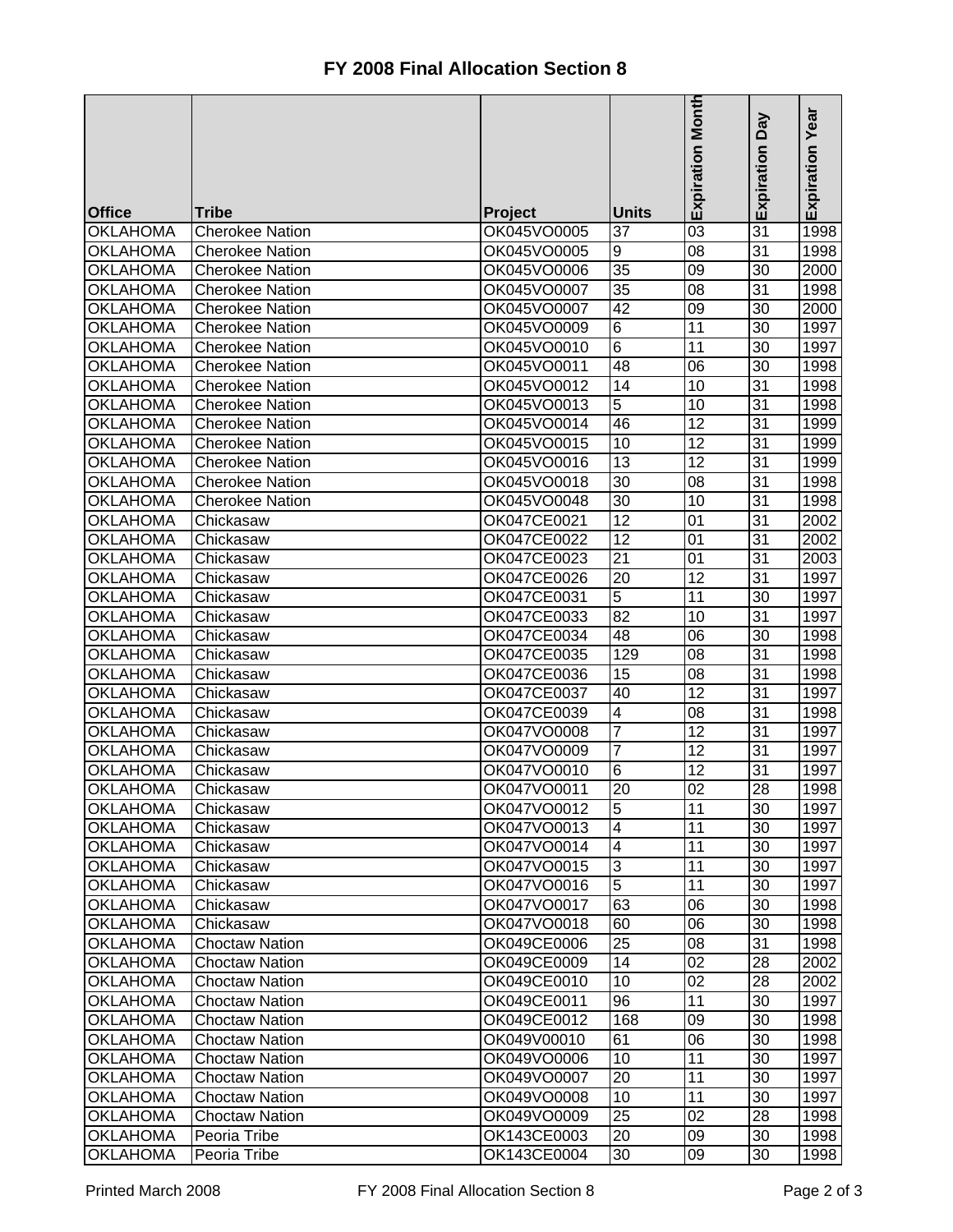# FY 2008 Final Allocation Section 8

| Office | Tribe | Project | Units | Expiration Month | Expiration Day | Expiration Year |
|---|---|---|---|---|---|---|
| OKLAHOMA | Cherokee Nation | OK045VO0005 | 37 | 03 | 31 | 1998 |
| OKLAHOMA | Cherokee Nation | OK045VO0005 | 9 | 08 | 31 | 1998 |
| OKLAHOMA | Cherokee Nation | OK045VO0006 | 35 | 09 | 30 | 2000 |
| OKLAHOMA | Cherokee Nation | OK045VO0007 | 35 | 08 | 31 | 1998 |
| OKLAHOMA | Cherokee Nation | OK045VO0007 | 42 | 09 | 30 | 2000 |
| OKLAHOMA | Cherokee Nation | OK045VO0009 | 6 | 11 | 30 | 1997 |
| OKLAHOMA | Cherokee Nation | OK045VO0010 | 6 | 11 | 30 | 1997 |
| OKLAHOMA | Cherokee Nation | OK045VO0011 | 48 | 06 | 30 | 1998 |
| OKLAHOMA | Cherokee Nation | OK045VO0012 | 14 | 10 | 31 | 1998 |
| OKLAHOMA | Cherokee Nation | OK045VO0013 | 5 | 10 | 31 | 1998 |
| OKLAHOMA | Cherokee Nation | OK045VO0014 | 46 | 12 | 31 | 1999 |
| OKLAHOMA | Cherokee Nation | OK045VO0015 | 10 | 12 | 31 | 1999 |
| OKLAHOMA | Cherokee Nation | OK045VO0016 | 13 | 12 | 31 | 1999 |
| OKLAHOMA | Cherokee Nation | OK045VO0018 | 30 | 08 | 31 | 1998 |
| OKLAHOMA | Cherokee Nation | OK045VO0048 | 30 | 10 | 31 | 1998 |
| OKLAHOMA | Chickasaw | OK047CE0021 | 12 | 01 | 31 | 2002 |
| OKLAHOMA | Chickasaw | OK047CE0022 | 12 | 01 | 31 | 2002 |
| OKLAHOMA | Chickasaw | OK047CE0023 | 21 | 01 | 31 | 2003 |
| OKLAHOMA | Chickasaw | OK047CE0026 | 20 | 12 | 31 | 1997 |
| OKLAHOMA | Chickasaw | OK047CE0031 | 5 | 11 | 30 | 1997 |
| OKLAHOMA | Chickasaw | OK047CE0033 | 82 | 10 | 31 | 1997 |
| OKLAHOMA | Chickasaw | OK047CE0034 | 48 | 06 | 30 | 1998 |
| OKLAHOMA | Chickasaw | OK047CE0035 | 129 | 08 | 31 | 1998 |
| OKLAHOMA | Chickasaw | OK047CE0036 | 15 | 08 | 31 | 1998 |
| OKLAHOMA | Chickasaw | OK047CE0037 | 40 | 12 | 31 | 1997 |
| OKLAHOMA | Chickasaw | OK047CE0039 | 4 | 08 | 31 | 1998 |
| OKLAHOMA | Chickasaw | OK047VO0008 | 7 | 12 | 31 | 1997 |
| OKLAHOMA | Chickasaw | OK047VO0009 | 7 | 12 | 31 | 1997 |
| OKLAHOMA | Chickasaw | OK047VO0010 | 6 | 12 | 31 | 1997 |
| OKLAHOMA | Chickasaw | OK047VO0011 | 20 | 02 | 28 | 1998 |
| OKLAHOMA | Chickasaw | OK047VO0012 | 5 | 11 | 30 | 1997 |
| OKLAHOMA | Chickasaw | OK047VO0013 | 4 | 11 | 30 | 1997 |
| OKLAHOMA | Chickasaw | OK047VO0014 | 4 | 11 | 30 | 1997 |
| OKLAHOMA | Chickasaw | OK047VO0015 | 3 | 11 | 30 | 1997 |
| OKLAHOMA | Chickasaw | OK047VO0016 | 5 | 11 | 30 | 1997 |
| OKLAHOMA | Chickasaw | OK047VO0017 | 63 | 06 | 30 | 1998 |
| OKLAHOMA | Chickasaw | OK047VO0018 | 60 | 06 | 30 | 1998 |
| OKLAHOMA | Choctaw Nation | OK049CE0006 | 25 | 08 | 31 | 1998 |
| OKLAHOMA | Choctaw Nation | OK049CE0009 | 14 | 02 | 28 | 2002 |
| OKLAHOMA | Choctaw Nation | OK049CE0010 | 10 | 02 | 28 | 2002 |
| OKLAHOMA | Choctaw Nation | OK049CE0011 | 96 | 11 | 30 | 1997 |
| OKLAHOMA | Choctaw Nation | OK049CE0012 | 168 | 09 | 30 | 1998 |
| OKLAHOMA | Choctaw Nation | OK049V00010 | 61 | 06 | 30 | 1998 |
| OKLAHOMA | Choctaw Nation | OK049VO0006 | 10 | 11 | 30 | 1997 |
| OKLAHOMA | Choctaw Nation | OK049VO0007 | 20 | 11 | 30 | 1997 |
| OKLAHOMA | Choctaw Nation | OK049VO0008 | 10 | 11 | 30 | 1997 |
| OKLAHOMA | Choctaw Nation | OK049VO0009 | 25 | 02 | 28 | 1998 |
| OKLAHOMA | Peoria Tribe | OK143CE0003 | 20 | 09 | 30 | 1998 |
| OKLAHOMA | Peoria Tribe | OK143CE0004 | 30 | 09 | 30 | 1998 |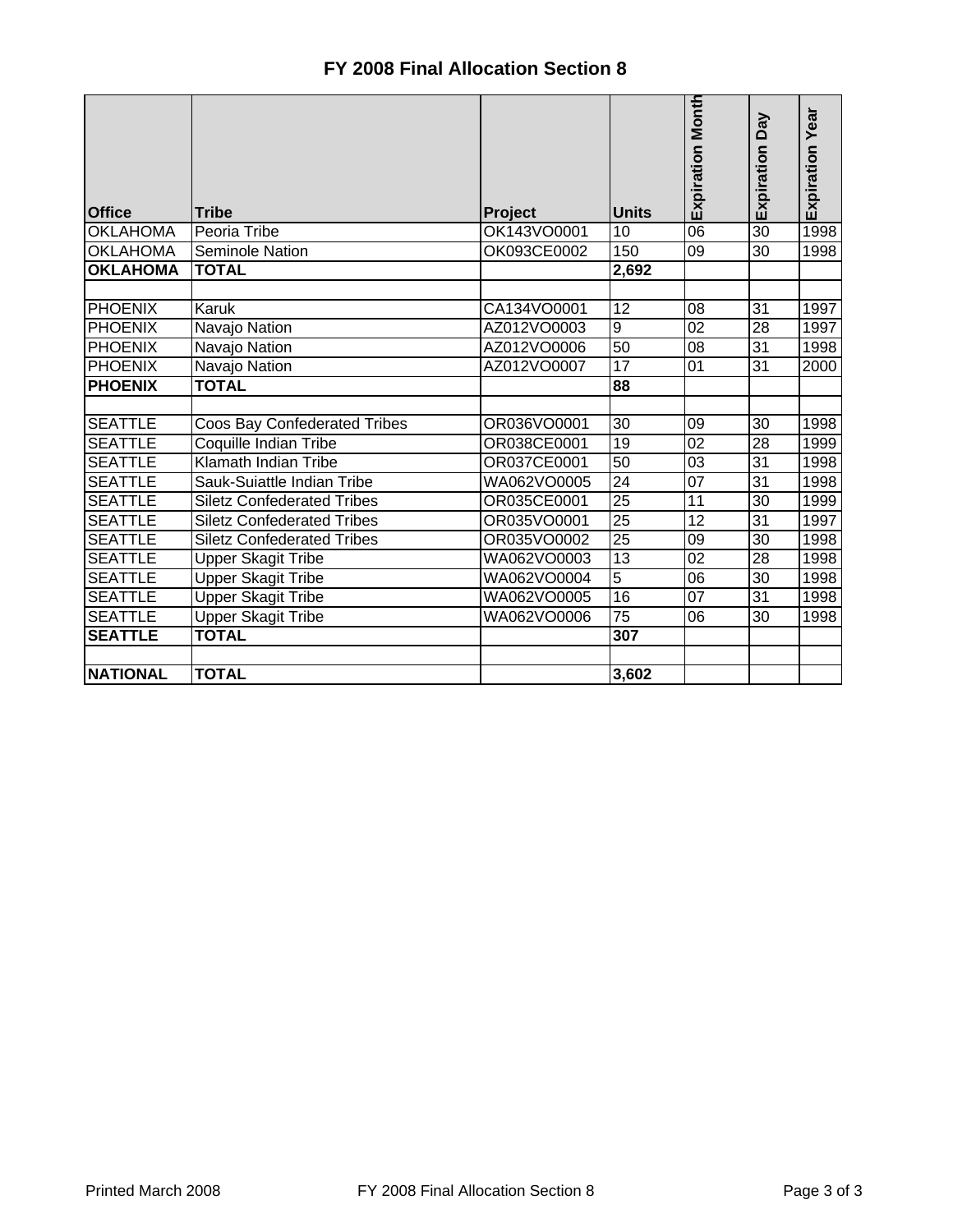# FY 2008 Final Allocation Section 8

| Office | Tribe | Project | Units | Expiration Month | Expiration Day | Expiration Year |
|---|---|---|---|---|---|---|
| OKLAHOMA | Peoria Tribe | OK143VO0001 | 10 | 06 | 30 | 1998 |
| OKLAHOMA | Seminole Nation | OK093CE0002 | 150 | 09 | 30 | 1998 |
| **OKLAHOMA** | **TOTAL** | | **2,692** | | | |
| | | | | | | |
| PHOENIX | Karuk | CA134VO0001 | 12 | 08 | 31 | 1997 |
| PHOENIX | Navajo Nation | AZ012VO0003 | 9 | 02 | 28 | 1997 |
| PHOENIX | Navajo Nation | AZ012VO0006 | 50 | 08 | 31 | 1998 |
| PHOENIX | Navajo Nation | AZ012VO0007 | 17 | 01 | 31 | 2000 |
| **PHOENIX** | **TOTAL** | | **88** | | | |
| | | | | | | |
| SEATTLE | Coos Bay Confederated Tribes | OR036VO0001 | 30 | 09 | 30 | 1998 |
| SEATTLE | Coquille Indian Tribe | OR038CE0001 | 19 | 02 | 28 | 1999 |
| SEATTLE | Klamath Indian Tribe | OR037CE0001 | 50 | 03 | 31 | 1998 |
| SEATTLE | Sauk-Suiattle Indian Tribe | WA062VO0005 | 24 | 07 | 31 | 1998 |
| SEATTLE | Siletz Confederated Tribes | OR035CE0001 | 25 | 11 | 30 | 1999 |
| SEATTLE | Siletz Confederated Tribes | OR035VO0001 | 25 | 12 | 31 | 1997 |
| SEATTLE | Siletz Confederated Tribes | OR035VO0002 | 25 | 09 | 30 | 1998 |
| SEATTLE | Upper Skagit Tribe | WA062VO0003 | 13 | 02 | 28 | 1998 |
| SEATTLE | Upper Skagit Tribe | WA062VO0004 | 5 | 06 | 30 | 1998 |
| SEATTLE | Upper Skagit Tribe | WA062VO0005 | 16 | 07 | 31 | 1998 |
| SEATTLE | Upper Skagit Tribe | WA062VO0006 | 75 | 06 | 30 | 1998 |
| **SEATTLE** | **TOTAL** | | **307** | | | |
| | | | | | | |
| **NATIONAL** | **TOTAL** | | **3,602** | | | |